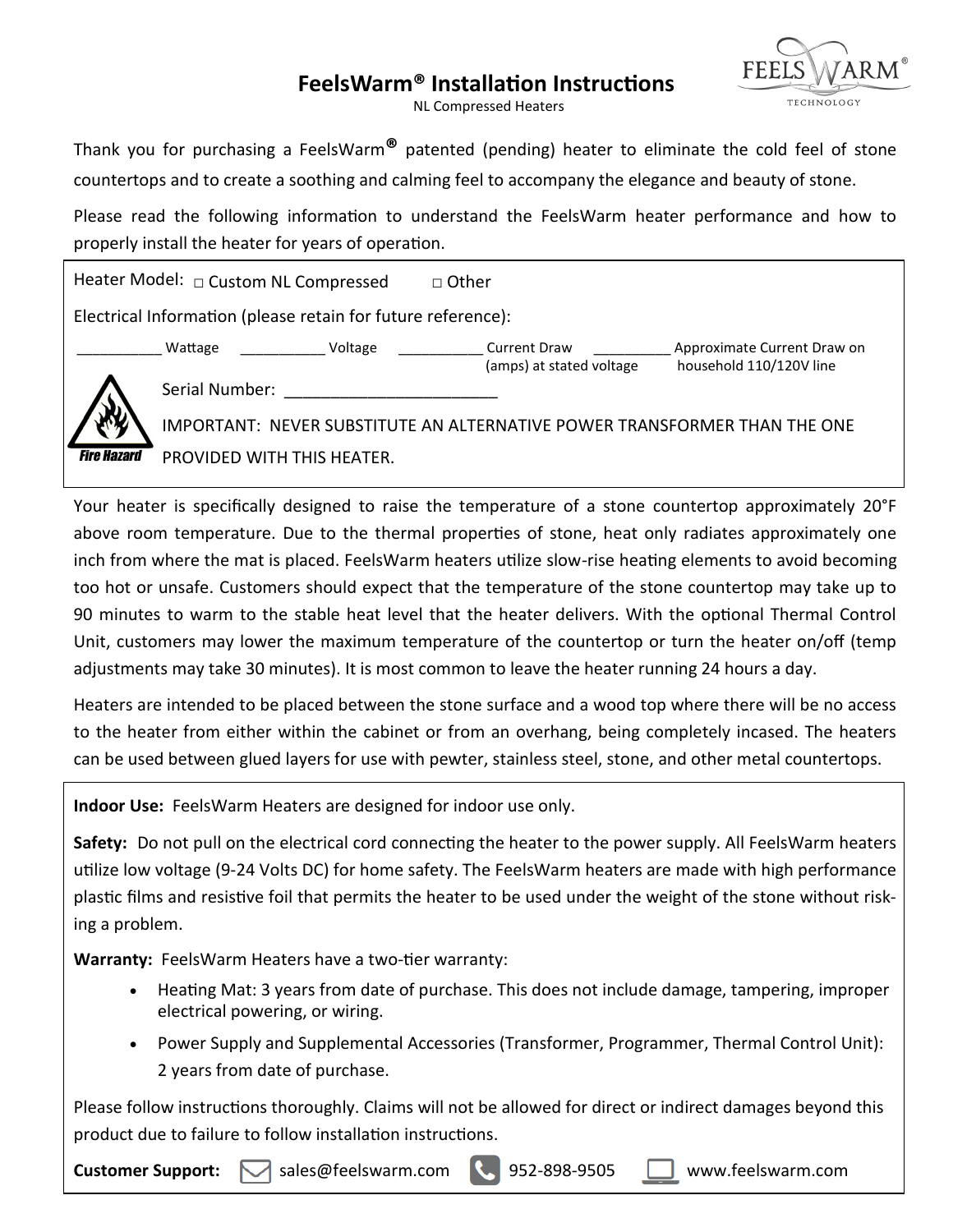# FeelsWarm® Installation Instructions

NL Compressed Heaters

Thank you for purchasing a FeelsWarm® patented (pending) heater to eliminate the cold feel of stone countertops and to create a soothing and calming feel to accompany the elegance and beauty of stone.

Please read the following information to understand the FeelsWarm heater performance and how to properly install the heater for years of operation.

Heater Model: □ Custom NL Compressed □ Other

Electrical Information (please retain for future reference):

| __________ Wattage | __________ Voltage | __________ Current Draw (amps) at stated voltage | _________ Approximate Current Draw on household 110/120V line |
|---|---|---|---|

Serial Number: _______________________

Fire Hazard

IMPORTANT: NEVER SUBSTITUTE AN ALTERNATIVE POWER TRANSFORMER THAN THE ONE PROVIDED WITH THIS HEATER.

Your heater is specifically designed to raise the temperature of a stone countertop approximately 20°F above room temperature. Due to the thermal properties of stone, heat only radiates approximately one inch from where the mat is placed. FeelsWarm heaters utilize slow-rise heating elements to avoid becoming too hot or unsafe. Customers should expect that the temperature of the stone countertop may take up to 90 minutes to warm to the stable heat level that the heater delivers. With the optional Thermal Control Unit, customers may lower the maximum temperature of the countertop or turn the heater on/off (temp adjustments may take 30 minutes). It is most common to leave the heater running 24 hours a day.

Heaters are intended to be placed between the stone surface and a wood top where there will be no access to the heater from either within the cabinet or from an overhang, being completely incased. The heaters can be used between glued layers for use with pewter, stainless steel, stone, and other metal countertops.

**Indoor Use:** FeelsWarm Heaters are designed for indoor use only.

**Safety:** Do not pull on the electrical cord connecting the heater to the power supply. All FeelsWarm heaters utilize low voltage (9-24 Volts DC) for home safety. The FeelsWarm heaters are made with high performance plastic films and resistive foil that permits the heater to be used under the weight of the stone without risking a problem.

**Warranty:** FeelsWarm Heaters have a two-tier warranty:

- Heating Mat: 3 years from date of purchase. This does not include damage, tampering, improper electrical powering, or wiring.
- Power Supply and Supplemental Accessories (Transformer, Programmer, Thermal Control Unit): 2 years from date of purchase.

Please follow instructions thoroughly. Claims will not be allowed for direct or indirect damages beyond this product due to failure to follow installation instructions.

**Customer Support:** sales@feelswarm.com 952-898-9505 www.feelswarm.com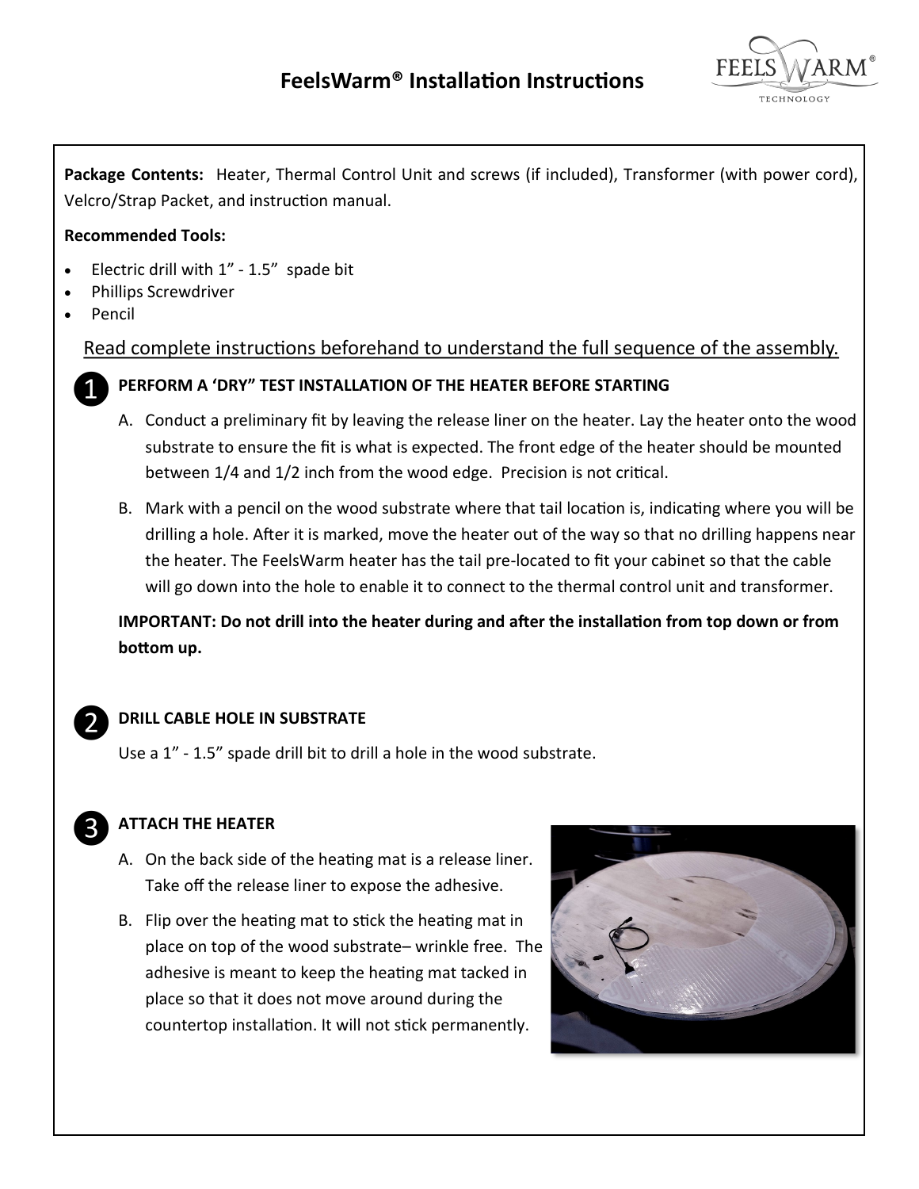# FeelsWarm® Installation Instructions

**Package Contents:** Heater, Thermal Control Unit and screws (if included), Transformer (with power cord), Velcro/Strap Packet, and instruction manual.

**Recommended Tools:**

- Electric drill with 1" - 1.5" spade bit
- Phillips Screwdriver
- Pencil

Read complete instructions beforehand to understand the full sequence of the assembly.

## 1 PERFORM A 'DRY" TEST INSTALLATION OF THE HEATER BEFORE STARTING

A. Conduct a preliminary fit by leaving the release liner on the heater. Lay the heater onto the wood substrate to ensure the fit is what is expected. The front edge of the heater should be mounted between 1/4 and 1/2 inch from the wood edge. Precision is not critical.

B. Mark with a pencil on the wood substrate where that tail location is, indicating where you will be drilling a hole. After it is marked, move the heater out of the way so that no drilling happens near the heater. The FeelsWarm heater has the tail pre-located to fit your cabinet so that the cable will go down into the hole to enable it to connect to the thermal control unit and transformer.

**IMPORTANT: Do not drill into the heater during and after the installation from top down or from bottom up.**

## 2 DRILL CABLE HOLE IN SUBSTRATE

Use a 1" - 1.5" spade drill bit to drill a hole in the wood substrate.

## 3 ATTACH THE HEATER

A. On the back side of the heating mat is a release liner. Take off the release liner to expose the adhesive.

B. Flip over the heating mat to stick the heating mat in place on top of the wood substrate– wrinkle free. The adhesive is meant to keep the heating mat tacked in place so that it does not move around during the countertop installation. It will not stick permanently.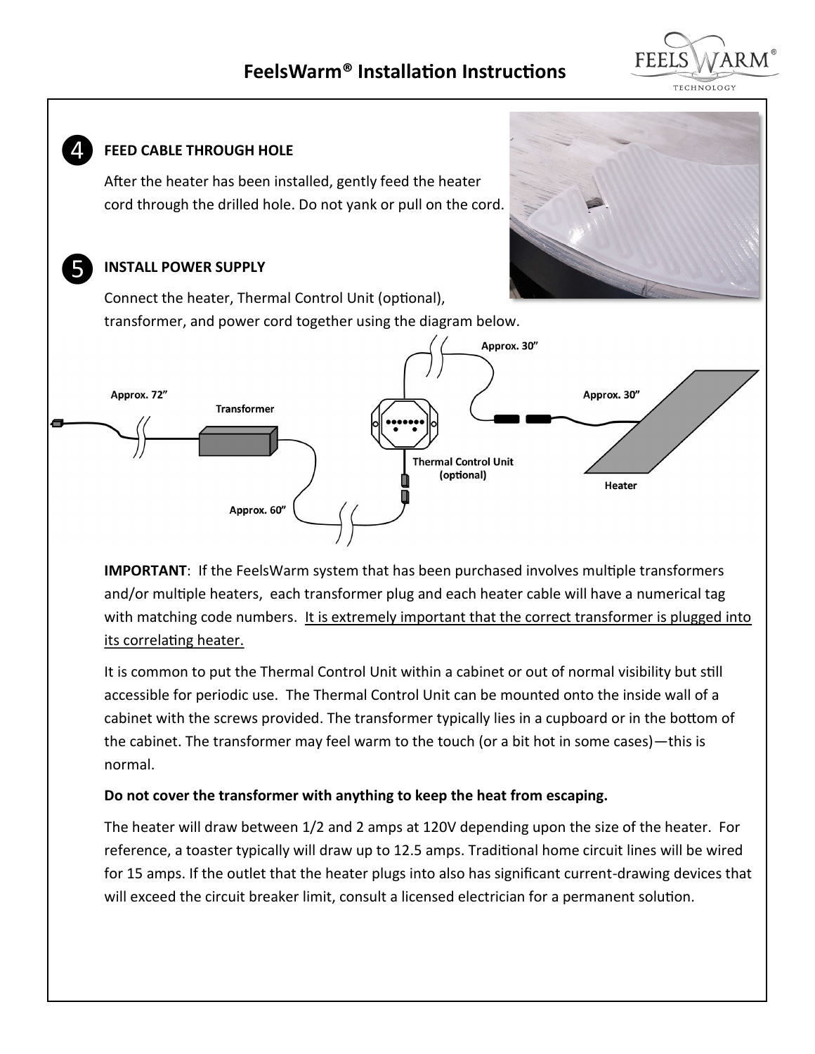# FeelsWarm® Installation Instructions

### 4 FEED CABLE THROUGH HOLE

After the heater has been installed, gently feed the heater cord through the drilled hole. Do not yank or pull on the cord.

### 5 INSTALL POWER SUPPLY

Connect the heater, Thermal Control Unit (optional), transformer, and power cord together using the diagram below.

Approx. 72”

Transformer

Approx. 60”

Thermal Control Unit (optional)

Approx. 30”

Approx. 30”

Heater

**IMPORTANT**: If the FeelsWarm system that has been purchased involves multiple transformers and/or multiple heaters, each transformer plug and each heater cable will have a numerical tag with matching code numbers. <u>It is extremely important that the correct transformer is plugged into its correlating heater.</u>

It is common to put the Thermal Control Unit within a cabinet or out of normal visibility but still accessible for periodic use. The Thermal Control Unit can be mounted onto the inside wall of a cabinet with the screws provided. The transformer typically lies in a cupboard or in the bottom of the cabinet. The transformer may feel warm to the touch (or a bit hot in some cases)—this is normal.

**Do not cover the transformer with anything to keep the heat from escaping.**

The heater will draw between 1/2 and 2 amps at 120V depending upon the size of the heater. For reference, a toaster typically will draw up to 12.5 amps. Traditional home circuit lines will be wired for 15 amps. If the outlet that the heater plugs into also has significant current-drawing devices that will exceed the circuit breaker limit, consult a licensed electrician for a permanent solution.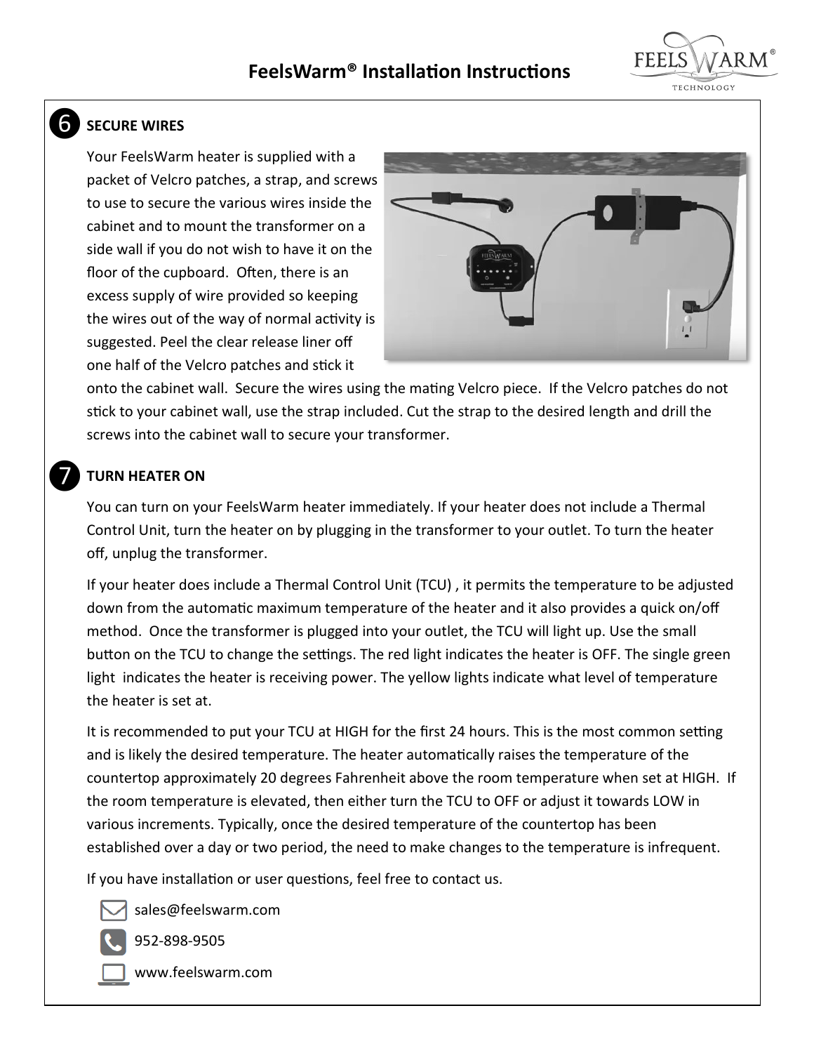# FeelsWarm® Installation Instructions

## ❻ SECURE WIRES

Your FeelsWarm heater is supplied with a packet of Velcro patches, a strap, and screws to use to secure the various wires inside the cabinet and to mount the transformer on a side wall if you do not wish to have it on the floor of the cupboard. Often, there is an excess supply of wire provided so keeping the wires out of the way of normal activity is suggested. Peel the clear release liner off one half of the Velcro patches and stick it onto the cabinet wall. Secure the wires using the mating Velcro piece. If the Velcro patches do not stick to your cabinet wall, use the strap included. Cut the strap to the desired length and drill the screws into the cabinet wall to secure your transformer.

## ❼ TURN HEATER ON

You can turn on your FeelsWarm heater immediately. If your heater does not include a Thermal Control Unit, turn the heater on by plugging in the transformer to your outlet. To turn the heater off, unplug the transformer.

If your heater does include a Thermal Control Unit (TCU) , it permits the temperature to be adjusted down from the automatic maximum temperature of the heater and it also provides a quick on/off method. Once the transformer is plugged into your outlet, the TCU will light up. Use the small button on the TCU to change the settings. The red light indicates the heater is OFF. The single green light indicates the heater is receiving power. The yellow lights indicate what level of temperature the heater is set at.

It is recommended to put your TCU at HIGH for the first 24 hours. This is the most common setting and is likely the desired temperature. The heater automatically raises the temperature of the countertop approximately 20 degrees Fahrenheit above the room temperature when set at HIGH. If the room temperature is elevated, then either turn the TCU to OFF or adjust it towards LOW in various increments. Typically, once the desired temperature of the countertop has been established over a day or two period, the need to make changes to the temperature is infrequent.

If you have installation or user questions, feel free to contact us.

- sales@feelswarm.com
- 952-898-9505
- www.feelswarm.com